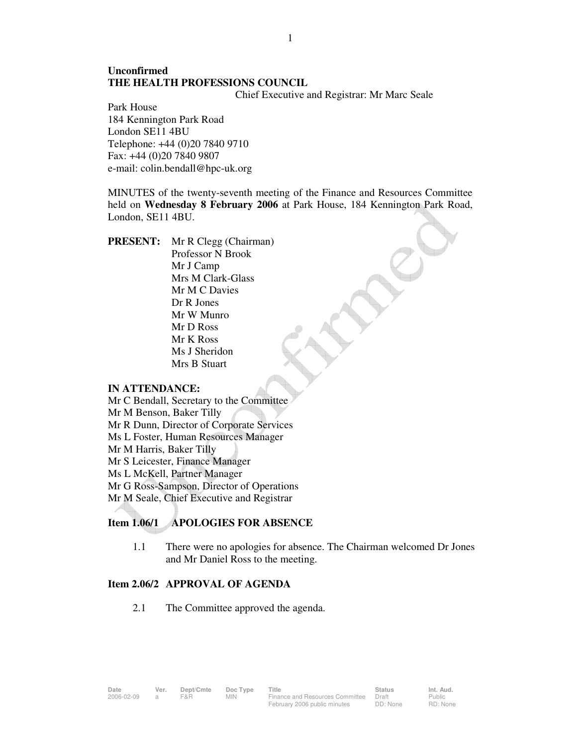**Unconfirmed**
**THE HEALTH PROFESSIONS COUNCIL**

Chief Executive and Registrar: Mr Marc Seale

Park House
184 Kennington Park Road
London SE11 4BU
Telephone: +44 (0)20 7840 9710
Fax: +44 (0)20 7840 9807
e-mail: colin.bendall@hpc-uk.org

MINUTES of the twenty-seventh meeting of the Finance and Resources Committee held on **Wednesday 8 February 2006** at Park House, 184 Kennington Park Road, London, SE11 4BU.

**PRESENT:**
Mr R Clegg (Chairman)
Professor N Brook
Mr J Camp
Mrs M Clark-Glass
Mr M C Davies
Dr R Jones
Mr W Munro
Mr D Ross
Mr K Ross
Ms J Sheridon
Mrs B Stuart

**IN ATTENDANCE:**
Mr C Bendall, Secretary to the Committee
Mr M Benson, Baker Tilly
Mr R Dunn, Director of Corporate Services
Ms L Foster, Human Resources Manager
Mr M Harris, Baker Tilly
Mr S Leicester, Finance Manager
Ms L McKell, Partner Manager
Mr G Ross-Sampson, Director of Operations
Mr M Seale, Chief Executive and Registrar

## Item 1.06/1 APOLOGIES FOR ABSENCE

1.1 There were no apologies for absence. The Chairman welcomed Dr Jones and Mr Daniel Ross to the meeting.

## Item 2.06/2 APPROVAL OF AGENDA

2.1 The Committee approved the agenda.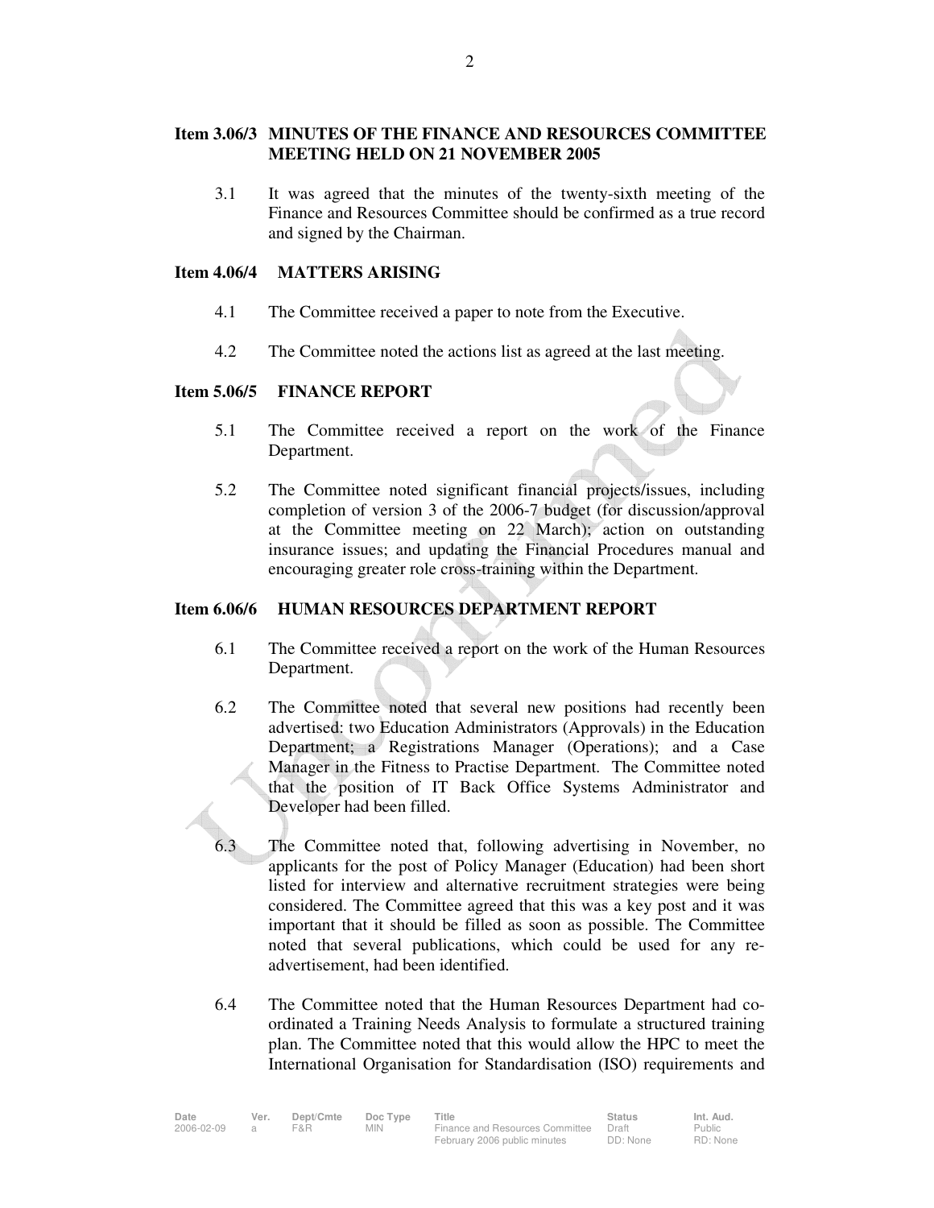**Item 3.06/3 MINUTES OF THE FINANCE AND RESOURCES COMMITTEE MEETING HELD ON 21 NOVEMBER 2005**

3.1 It was agreed that the minutes of the twenty-sixth meeting of the Finance and Resources Committee should be confirmed as a true record and signed by the Chairman.

**Item 4.06/4 MATTERS ARISING**

4.1 The Committee received a paper to note from the Executive.

4.2 The Committee noted the actions list as agreed at the last meeting.

**Item 5.06/5 FINANCE REPORT**

5.1 The Committee received a report on the work of the Finance Department.

5.2 The Committee noted significant financial projects/issues, including completion of version 3 of the 2006-7 budget (for discussion/approval at the Committee meeting on 22 March); action on outstanding insurance issues; and updating the Financial Procedures manual and encouraging greater role cross-training within the Department.

**Item 6.06/6 HUMAN RESOURCES DEPARTMENT REPORT**

6.1 The Committee received a report on the work of the Human Resources Department.

6.2 The Committee noted that several new positions had recently been advertised: two Education Administrators (Approvals) in the Education Department; a Registrations Manager (Operations); and a Case Manager in the Fitness to Practise Department. The Committee noted that the position of IT Back Office Systems Administrator and Developer had been filled.

6.3 The Committee noted that, following advertising in November, no applicants for the post of Policy Manager (Education) had been short listed for interview and alternative recruitment strategies were being considered. The Committee agreed that this was a key post and it was important that it should be filled as soon as possible. The Committee noted that several publications, which could be used for any re-advertisement, had been identified.

6.4 The Committee noted that the Human Resources Department had co-ordinated a Training Needs Analysis to formulate a structured training plan. The Committee noted that this would allow the HPC to meet the International Organisation for Standardisation (ISO) requirements and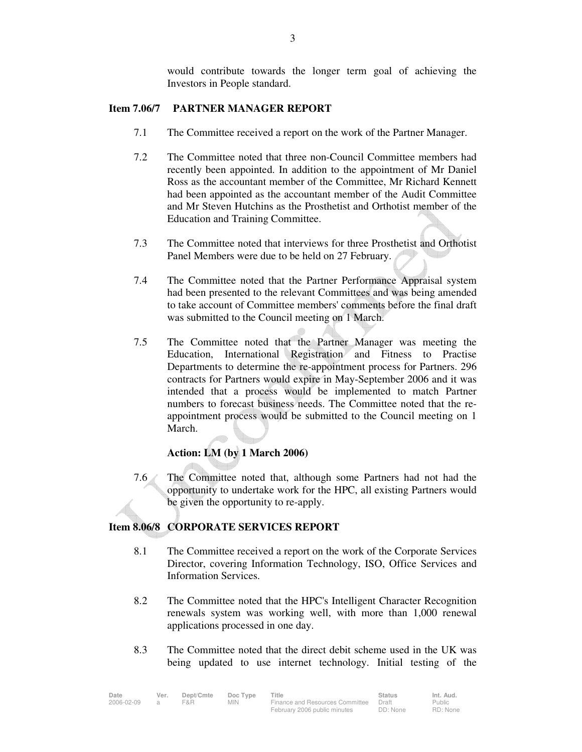would contribute towards the longer term goal of achieving the Investors in People standard.

**Item 7.06/7 PARTNER MANAGER REPORT**

7.1 The Committee received a report on the work of the Partner Manager.

7.2 The Committee noted that three non-Council Committee members had recently been appointed. In addition to the appointment of Mr Daniel Ross as the accountant member of the Committee, Mr Richard Kennett had been appointed as the accountant member of the Audit Committee and Mr Steven Hutchins as the Prosthetist and Orthotist member of the Education and Training Committee.

7.3 The Committee noted that interviews for three Prosthetist and Orthotist Panel Members were due to be held on 27 February.

7.4 The Committee noted that the Partner Performance Appraisal system had been presented to the relevant Committees and was being amended to take account of Committee members' comments before the final draft was submitted to the Council meeting on 1 March.

7.5 The Committee noted that the Partner Manager was meeting the Education, International Registration and Fitness to Practise Departments to determine the re-appointment process for Partners. 296 contracts for Partners would expire in May-September 2006 and it was intended that a process would be implemented to match Partner numbers to forecast business needs. The Committee noted that the re-appointment process would be submitted to the Council meeting on 1 March.

**Action: LM (by 1 March 2006)**

7.6 The Committee noted that, although some Partners had not had the opportunity to undertake work for the HPC, all existing Partners would be given the opportunity to re-apply.

**Item 8.06/8 CORPORATE SERVICES REPORT**

8.1 The Committee received a report on the work of the Corporate Services Director, covering Information Technology, ISO, Office Services and Information Services.

8.2 The Committee noted that the HPC's Intelligent Character Recognition renewals system was working well, with more than 1,000 renewal applications processed in one day.

8.3 The Committee noted that the direct debit scheme used in the UK was being updated to use internet technology. Initial testing of the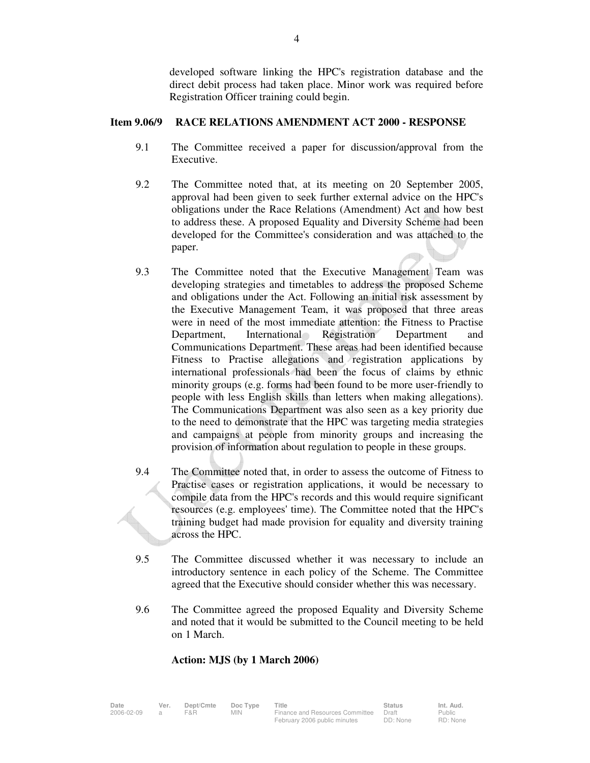developed software linking the HPC's registration database and the direct debit process had taken place. Minor work was required before Registration Officer training could begin.

**Item 9.06/9 RACE RELATIONS AMENDMENT ACT 2000 - RESPONSE**

9.1 The Committee received a paper for discussion/approval from the Executive.

9.2 The Committee noted that, at its meeting on 20 September 2005, approval had been given to seek further external advice on the HPC's obligations under the Race Relations (Amendment) Act and how best to address these. A proposed Equality and Diversity Scheme had been developed for the Committee's consideration and was attached to the paper.

9.3 The Committee noted that the Executive Management Team was developing strategies and timetables to address the proposed Scheme and obligations under the Act. Following an initial risk assessment by the Executive Management Team, it was proposed that three areas were in need of the most immediate attention: the Fitness to Practise Department, International Registration Department and Communications Department. These areas had been identified because Fitness to Practise allegations and registration applications by international professionals had been the focus of claims by ethnic minority groups (e.g. forms had been found to be more user-friendly to people with less English skills than letters when making allegations). The Communications Department was also seen as a key priority due to the need to demonstrate that the HPC was targeting media strategies and campaigns at people from minority groups and increasing the provision of information about regulation to people in these groups.

9.4 The Committee noted that, in order to assess the outcome of Fitness to Practise cases or registration applications, it would be necessary to compile data from the HPC's records and this would require significant resources (e.g. employees' time). The Committee noted that the HPC's training budget had made provision for equality and diversity training across the HPC.

9.5 The Committee discussed whether it was necessary to include an introductory sentence in each policy of the Scheme. The Committee agreed that the Executive should consider whether this was necessary.

9.6 The Committee agreed the proposed Equality and Diversity Scheme and noted that it would be submitted to the Council meeting to be held on 1 March.

**Action: MJS (by 1 March 2006)**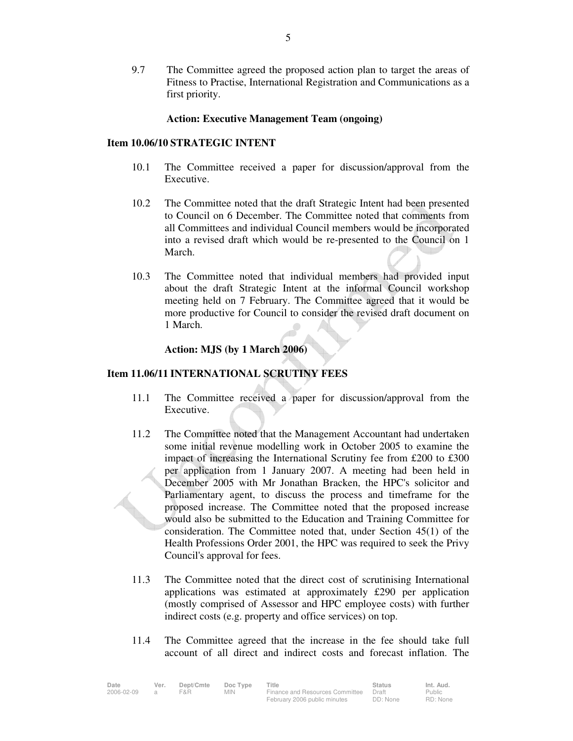9.7 The Committee agreed the proposed action plan to target the areas of Fitness to Practise, International Registration and Communications as a first priority.

**Action: Executive Management Team (ongoing)**

## Item 10.06/10 STRATEGIC INTENT

10.1 The Committee received a paper for discussion/approval from the Executive.

10.2 The Committee noted that the draft Strategic Intent had been presented to Council on 6 December. The Committee noted that comments from all Committees and individual Council members would be incorporated into a revised draft which would be re-presented to the Council on 1 March.

10.3 The Committee noted that individual members had provided input about the draft Strategic Intent at the informal Council workshop meeting held on 7 February. The Committee agreed that it would be more productive for Council to consider the revised draft document on 1 March.

**Action: MJS (by 1 March 2006)**

## Item 11.06/11 INTERNATIONAL SCRUTINY FEES

11.1 The Committee received a paper for discussion/approval from the Executive.

11.2 The Committee noted that the Management Accountant had undertaken some initial revenue modelling work in October 2005 to examine the impact of increasing the International Scrutiny fee from £200 to £300 per application from 1 January 2007. A meeting had been held in December 2005 with Mr Jonathan Bracken, the HPC's solicitor and Parliamentary agent, to discuss the process and timeframe for the proposed increase. The Committee noted that the proposed increase would also be submitted to the Education and Training Committee for consideration. The Committee noted that, under Section 45(1) of the Health Professions Order 2001, the HPC was required to seek the Privy Council's approval for fees.

11.3 The Committee noted that the direct cost of scrutinising International applications was estimated at approximately £290 per application (mostly comprised of Assessor and HPC employee costs) with further indirect costs (e.g. property and office services) on top.

11.4 The Committee agreed that the increase in the fee should take full account of all direct and indirect costs and forecast inflation. The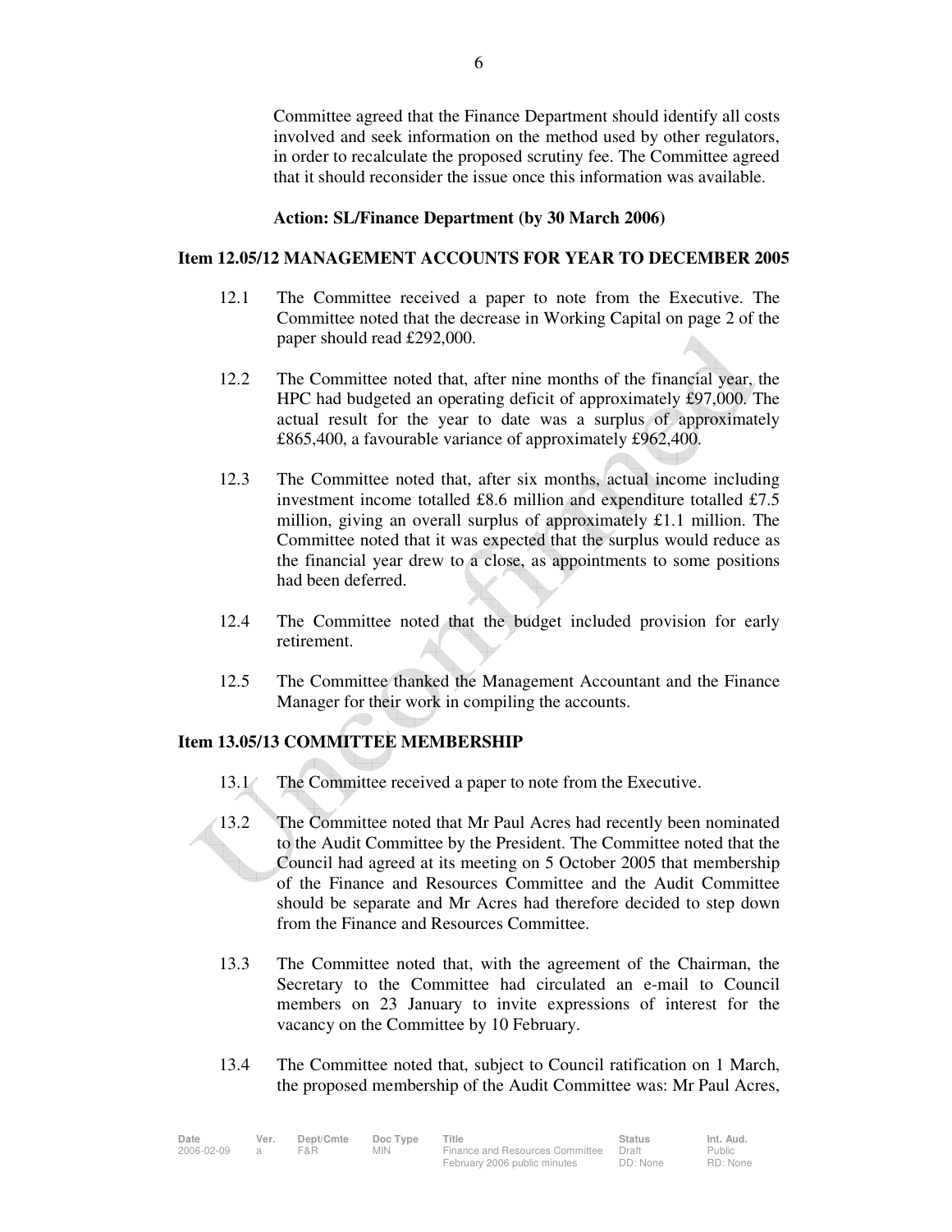Committee agreed that the Finance Department should identify all costs involved and seek information on the method used by other regulators, in order to recalculate the proposed scrutiny fee. The Committee agreed that it should reconsider the issue once this information was available.

**Action: SL/Finance Department (by 30 March 2006)**

**Item 12.05/12 MANAGEMENT ACCOUNTS FOR YEAR TO DECEMBER 2005**

12.1 The Committee received a paper to note from the Executive. The Committee noted that the decrease in Working Capital on page 2 of the paper should read £292,000.

12.2 The Committee noted that, after nine months of the financial year, the HPC had budgeted an operating deficit of approximately £97,000. The actual result for the year to date was a surplus of approximately £865,400, a favourable variance of approximately £962,400.

12.3 The Committee noted that, after six months, actual income including investment income totalled £8.6 million and expenditure totalled £7.5 million, giving an overall surplus of approximately £1.1 million. The Committee noted that it was expected that the surplus would reduce as the financial year drew to a close, as appointments to some positions had been deferred.

12.4 The Committee noted that the budget included provision for early retirement.

12.5 The Committee thanked the Management Accountant and the Finance Manager for their work in compiling the accounts.

**Item 13.05/13 COMMITTEE MEMBERSHIP**

13.1 The Committee received a paper to note from the Executive.

13.2 The Committee noted that Mr Paul Acres had recently been nominated to the Audit Committee by the President. The Committee noted that the Council had agreed at its meeting on 5 October 2005 that membership of the Finance and Resources Committee and the Audit Committee should be separate and Mr Acres had therefore decided to step down from the Finance and Resources Committee.

13.3 The Committee noted that, with the agreement of the Chairman, the Secretary to the Committee had circulated an e-mail to Council members on 23 January to invite expressions of interest for the vacancy on the Committee by 10 February.

13.4 The Committee noted that, subject to Council ratification on 1 March, the proposed membership of the Audit Committee was: Mr Paul Acres,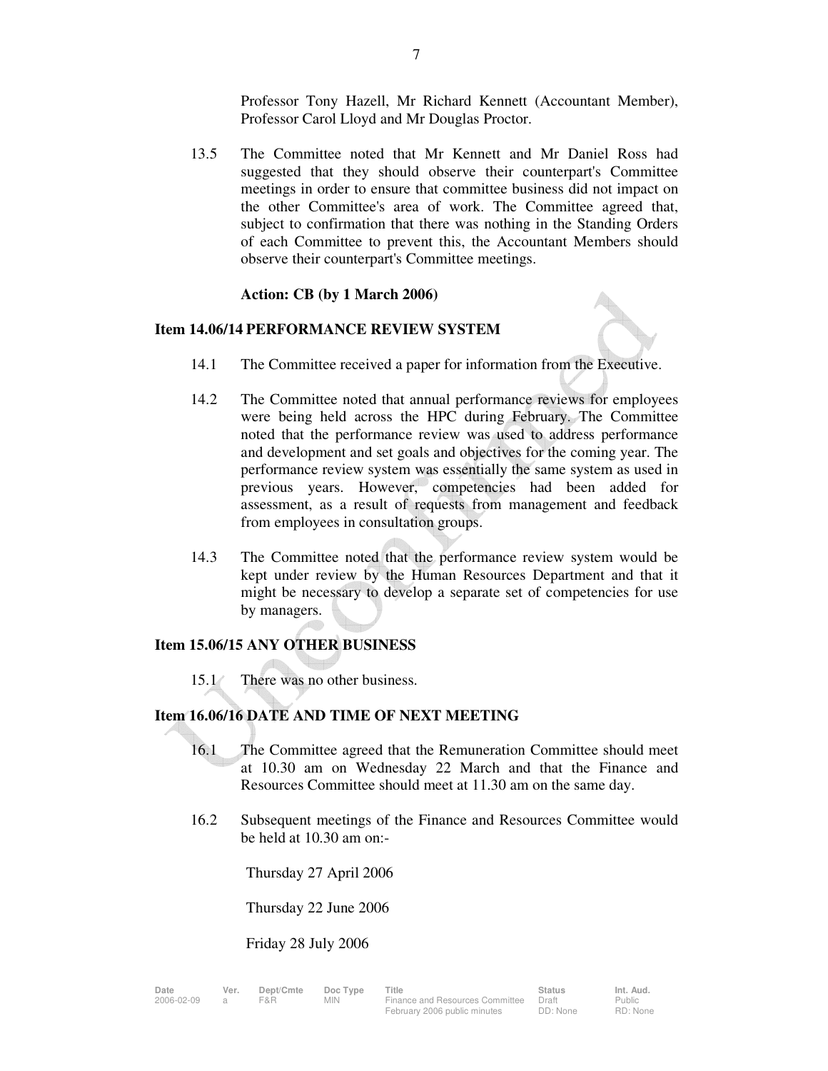Professor Tony Hazell, Mr Richard Kennett (Accountant Member), Professor Carol Lloyd and Mr Douglas Proctor.

13.5 The Committee noted that Mr Kennett and Mr Daniel Ross had suggested that they should observe their counterpart's Committee meetings in order to ensure that committee business did not impact on the other Committee's area of work. The Committee agreed that, subject to confirmation that there was nothing in the Standing Orders of each Committee to prevent this, the Accountant Members should observe their counterpart's Committee meetings.

**Action: CB (by 1 March 2006)**

## Item 14.06/14 PERFORMANCE REVIEW SYSTEM

14.1 The Committee received a paper for information from the Executive.

14.2 The Committee noted that annual performance reviews for employees were being held across the HPC during February. The Committee noted that the performance review was used to address performance and development and set goals and objectives for the coming year. The performance review system was essentially the same system as used in previous years. However, competencies had been added for assessment, as a result of requests from management and feedback from employees in consultation groups.

14.3 The Committee noted that the performance review system would be kept under review by the Human Resources Department and that it might be necessary to develop a separate set of competencies for use by managers.

## Item 15.06/15 ANY OTHER BUSINESS

15.1 There was no other business.

## Item 16.06/16 DATE AND TIME OF NEXT MEETING

16.1 The Committee agreed that the Remuneration Committee should meet at 10.30 am on Wednesday 22 March and that the Finance and Resources Committee should meet at 11.30 am on the same day.

16.2 Subsequent meetings of the Finance and Resources Committee would be held at 10.30 am on:-

Thursday 27 April 2006

Thursday 22 June 2006

Friday 28 July 2006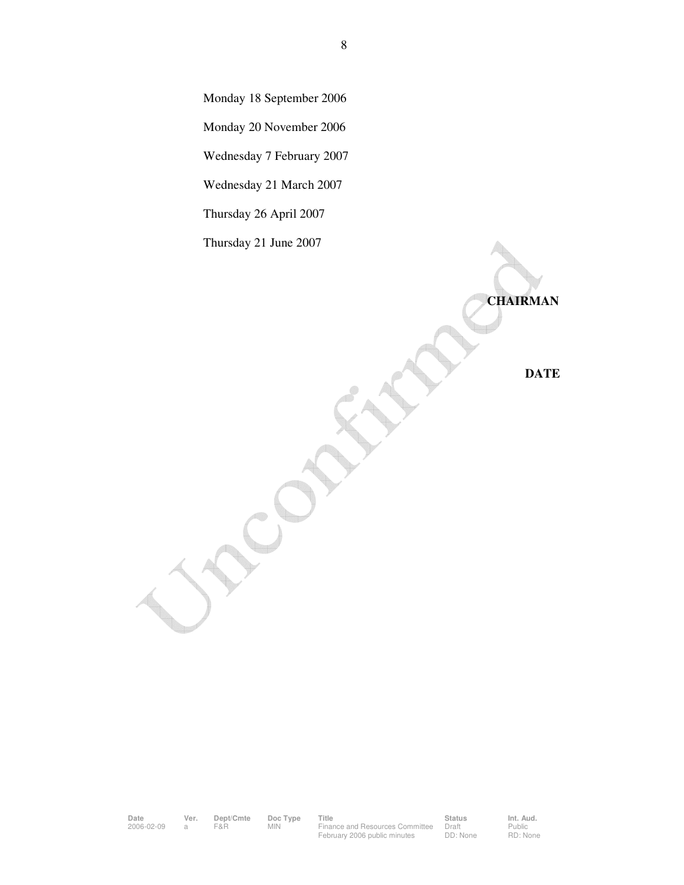Monday 18 September 2006

Monday 20 November 2006

Wednesday 7 February 2007

Wednesday 21 March 2007

Thursday 26 April 2007

Thursday 21 June 2007

**CHAIRMAN**

**DATE**

Unconfirmed

| Date | Ver. | Dept/Cmte | Doc Type | Title | Status | Int. Aud. |
|---|---|---|---|---|---|---|
| 2006-02-09 | a | F&R | MIN | Finance and Resources Committee February 2006 public minutes | Draft DD: None | Public RD: None |